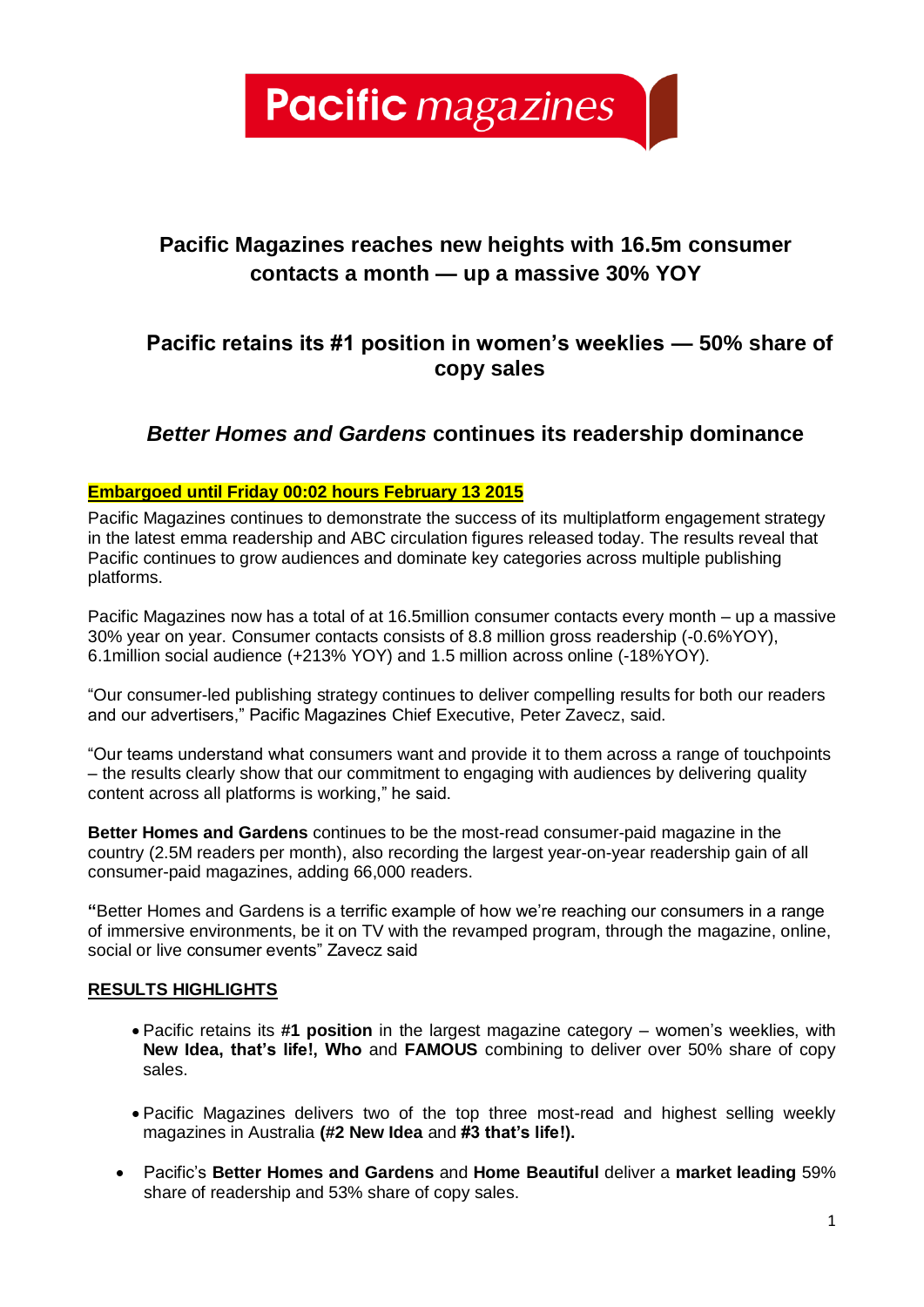Pacific magazines

# Pacific Magazines reaches new heights with 16.5m consumer contacts a month — up a massive 30% YOY

## Pacific retains its #1 position in women's weeklies — 50% share of copy sales

## *Better Homes and Gardens* continues its readership dominance

**Embargoed until Friday 00:02 hours February 13 2015**

Pacific Magazines continues to demonstrate the success of its multiplatform engagement strategy in the latest emma readership and ABC circulation figures released today. The results reveal that Pacific continues to grow audiences and dominate key categories across multiple publishing platforms.

Pacific Magazines now has a total of at 16.5million consumer contacts every month – up a massive 30% year on year. Consumer contacts consists of 8.8 million gross readership (-0.6%YOY), 6.1million social audience (+213% YOY) and 1.5 million across online (-18%YOY).

"Our consumer-led publishing strategy continues to deliver compelling results for both our readers and our advertisers," Pacific Magazines Chief Executive, Peter Zavecz, said.

"Our teams understand what consumers want and provide it to them across a range of touchpoints – the results clearly show that our commitment to engaging with audiences by delivering quality content across all platforms is working," he said.

**Better Homes and Gardens** continues to be the most-read consumer-paid magazine in the country (2.5M readers per month), also recording the largest year-on-year readership gain of all consumer-paid magazines, adding 66,000 readers.

"Better Homes and Gardens is a terrific example of how we're reaching our consumers in a range of immersive environments, be it on TV with the revamped program, through the magazine, online, social or live consumer events" Zavecz said

**RESULTS HIGHLIGHTS**

- Pacific retains its **#1 position** in the largest magazine category – women's weeklies, with **New Idea, that's life!, Who** and **FAMOUS** combining to deliver over 50% share of copy sales.
- Pacific Magazines delivers two of the top three most-read and highest selling weekly magazines in Australia **(#2 New Idea** and **#3 that's life!).**
- Pacific's **Better Homes and Gardens** and **Home Beautiful** deliver a **market leading** 59% share of readership and 53% share of copy sales.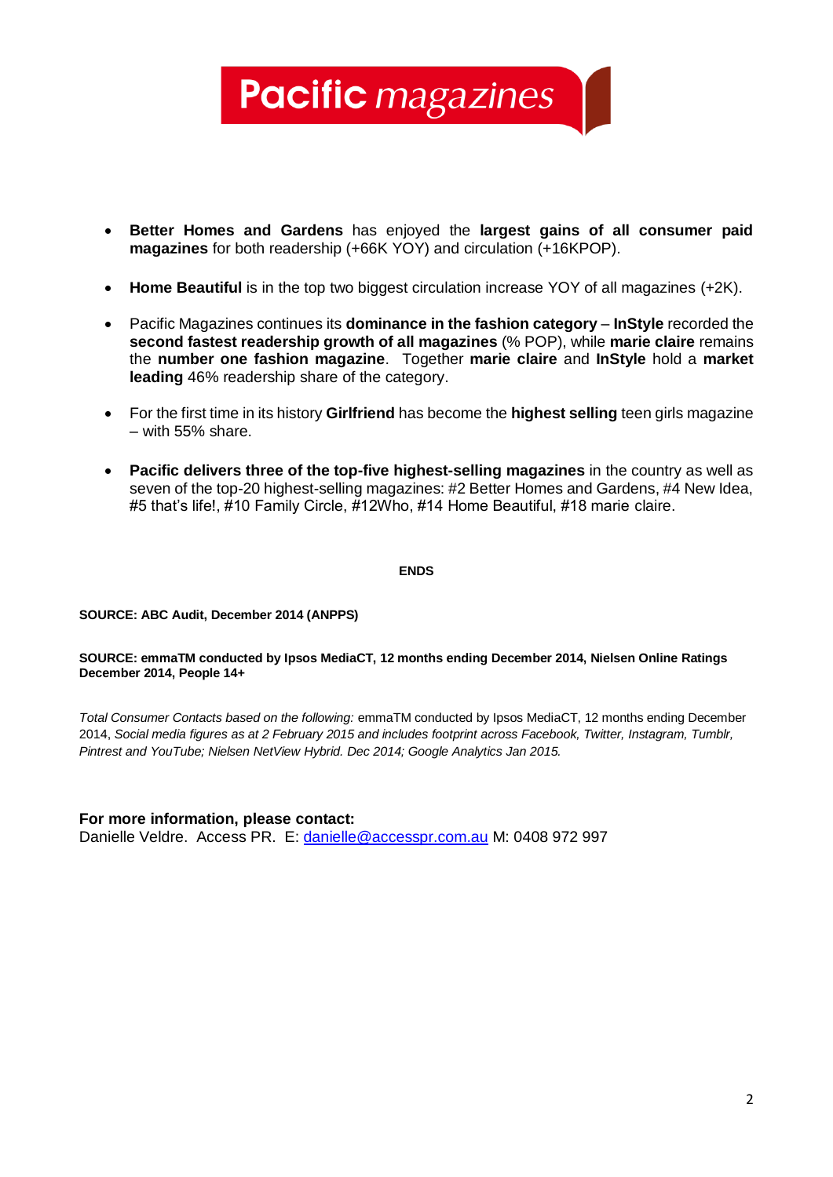- **Better Homes and Gardens** has enjoyed the **largest gains of all consumer paid magazines** for both readership (+66K YOY) and circulation (+16KPOP).

- **Home Beautiful** is in the top two biggest circulation increase YOY of all magazines (+2K).

- Pacific Magazines continues its **dominance in the fashion category** – **InStyle** recorded the **second fastest readership growth of all magazines** (% POP), while **marie claire** remains the **number one fashion magazine**. Together **marie claire** and **InStyle** hold a **market leading** 46% readership share of the category.

- For the first time in its history **Girlfriend** has become the **highest selling** teen girls magazine – with 55% share.

- **Pacific delivers three of the top-five highest-selling magazines** in the country as well as seven of the top-20 highest-selling magazines: #2 Better Homes and Gardens, #4 New Idea, #5 that's life!, #10 Family Circle, #12Who, #14 Home Beautiful, #18 marie claire.

**ENDS**

**SOURCE: ABC Audit, December 2014 (ANPPS)**

**SOURCE: emmaTM conducted by Ipsos MediaCT, 12 months ending December 2014, Nielsen Online Ratings December 2014, People 14+**

*Total Consumer Contacts based on the following:* emmaTM conducted by Ipsos MediaCT, 12 months ending December 2014, *Social media figures as at 2 February 2015 and includes footprint across Facebook, Twitter, Instagram, Tumblr, Pintrest and YouTube; Nielsen NetView Hybrid. Dec 2014; Google Analytics Jan 2015.*

**For more information, please contact:**
Danielle Veldre. Access PR. E: danielle@accesspr.com.au M: 0408 972 997